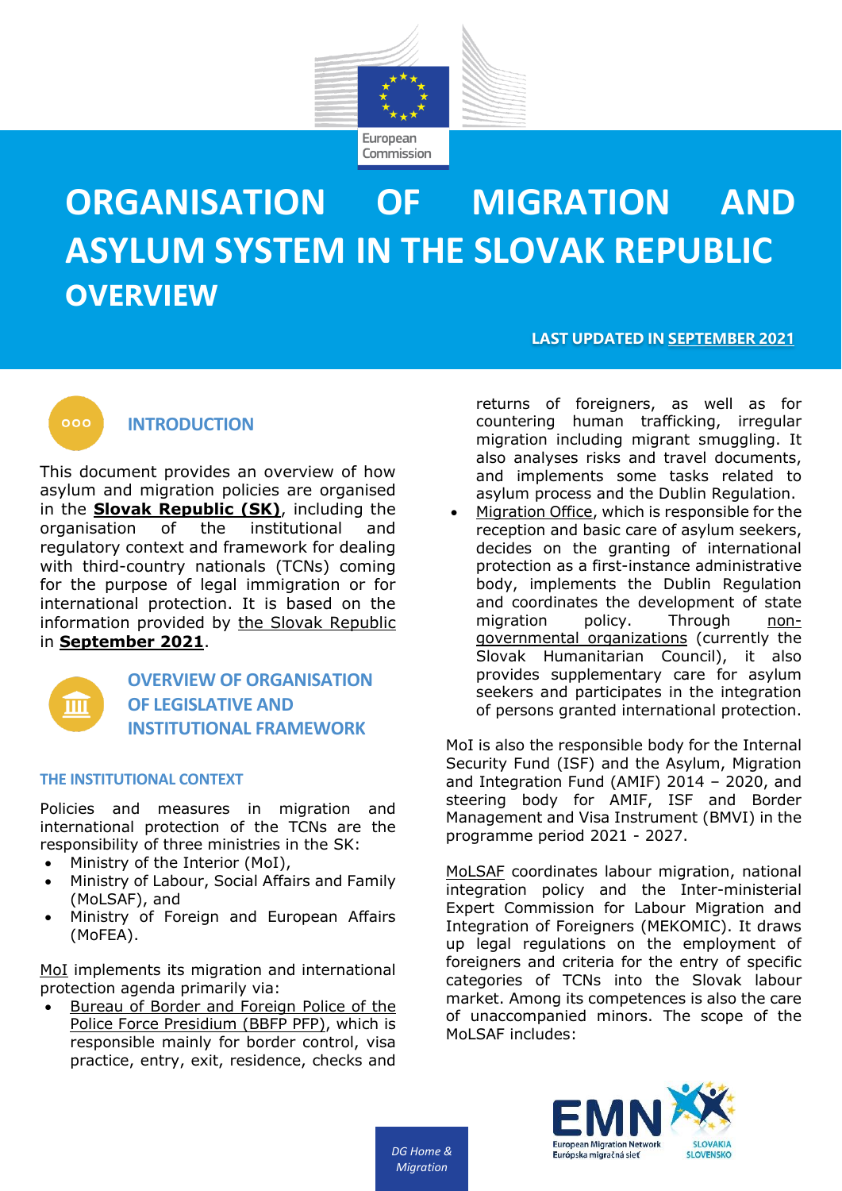# ORGANISATION OF MIGRATION AND ASYLUM SYSTEM IN THE SLOVAK REPUBLIC

## OVERVIEW

**LAST UPDATED IN SEPTEMBER 2021**

## INTRODUCTION

This document provides an overview of how asylum and migration policies are organised in the **Slovak Republic (SK)**, including the organisation of the institutional and regulatory context and framework for dealing with third-country nationals (TCNs) coming for the purpose of legal immigration or for international protection. It is based on the information provided by the Slovak Republic in **September 2021**.

## OVERVIEW OF ORGANISATION OF LEGISLATIVE AND INSTITUTIONAL FRAMEWORK

### THE INSTITUTIONAL CONTEXT

Policies and measures in migration and international protection of the TCNs are the responsibility of three ministries in the SK:

- Ministry of the Interior (MoI),
- Ministry of Labour, Social Affairs and Family (MoLSAF), and
- Ministry of Foreign and European Affairs (MoFEA).

MoI implements its migration and international protection agenda primarily via:

- Bureau of Border and Foreign Police of the Police Force Presidium (BBFP PFP), which is responsible mainly for border control, visa practice, entry, exit, residence, checks and returns of foreigners, as well as for countering human trafficking, irregular migration including migrant smuggling. It also analyses risks and travel documents, and implements some tasks related to asylum process and the Dublin Regulation.
- Migration Office, which is responsible for the reception and basic care of asylum seekers, decides on the granting of international protection as a first-instance administrative body, implements the Dublin Regulation and coordinates the development of state migration policy. Through non-governmental organizations (currently the Slovak Humanitarian Council), it also provides supplementary care for asylum seekers and participates in the integration of persons granted international protection.

MoI is also the responsible body for the Internal Security Fund (ISF) and the Asylum, Migration and Integration Fund (AMIF) 2014 – 2020, and steering body for AMIF, ISF and Border Management and Visa Instrument (BMVI) in the programme period 2021 - 2027.

MoLSAF coordinates labour migration, national integration policy and the Inter-ministerial Expert Commission for Labour Migration and Integration of Foreigners (MEKOMIC). It draws up legal regulations on the employment of foreigners and criteria for the entry of specific categories of TCNs into the Slovak labour market. Among its competences is also the care of unaccompanied minors. The scope of the MoLSAF includes: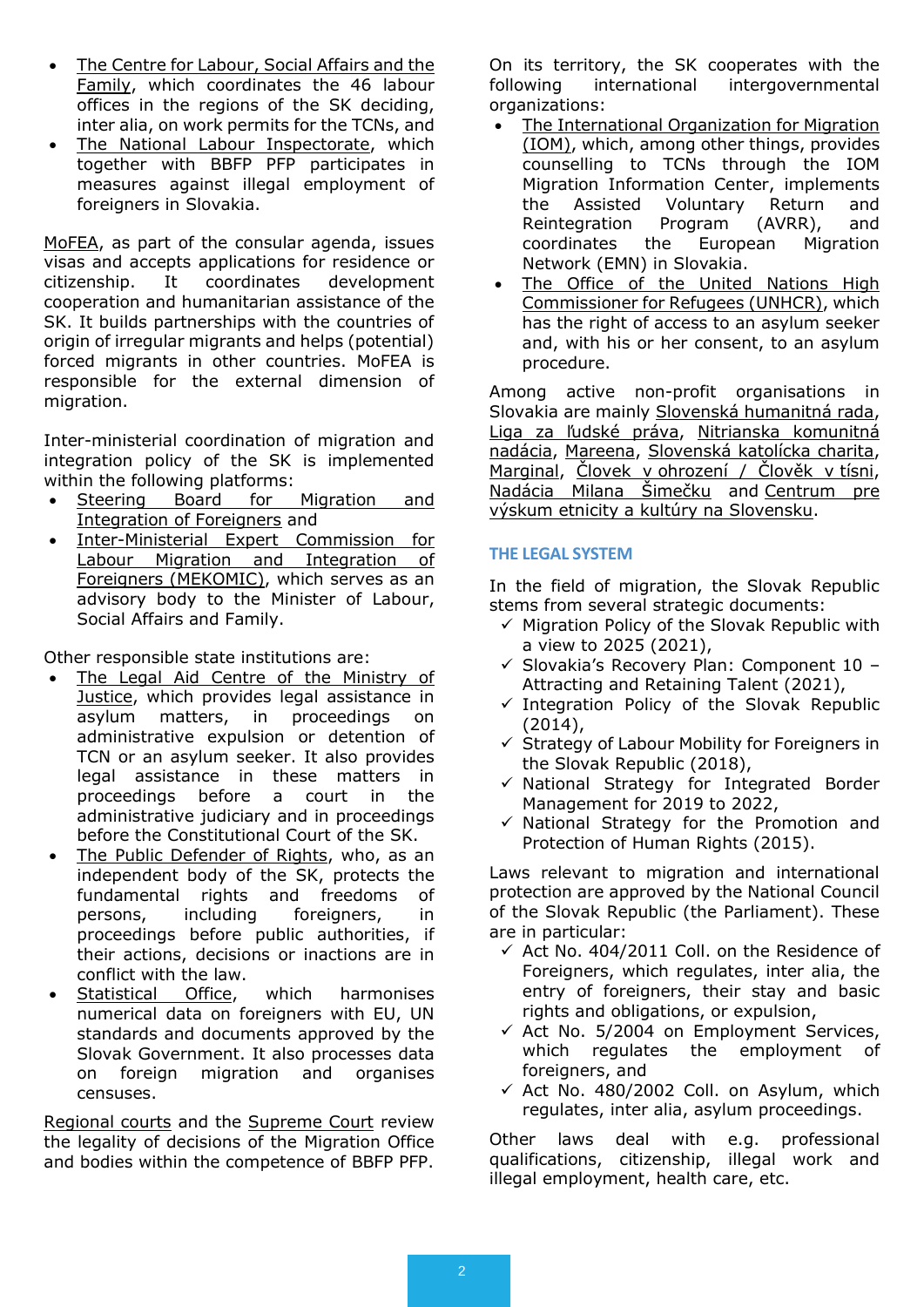- The Centre for Labour, Social Affairs and the Family, which coordinates the 46 labour offices in the regions of the SK deciding, inter alia, on work permits for the TCNs, and
- The National Labour Inspectorate, which together with BBFP PFP participates in measures against illegal employment of foreigners in Slovakia.

MoFEA, as part of the consular agenda, issues visas and accepts applications for residence or citizenship. It coordinates development cooperation and humanitarian assistance of the SK. It builds partnerships with the countries of origin of irregular migrants and helps (potential) forced migrants in other countries. MoFEA is responsible for the external dimension of migration.

Inter-ministerial coordination of migration and integration policy of the SK is implemented within the following platforms:

- Steering Board for Migration and Integration of Foreigners and
- Inter-Ministerial Expert Commission for Labour Migration and Integration of Foreigners (MEKOMIC), which serves as an advisory body to the Minister of Labour, Social Affairs and Family.

Other responsible state institutions are:

- The Legal Aid Centre of the Ministry of Justice, which provides legal assistance in asylum matters, in proceedings on administrative expulsion or detention of TCN or an asylum seeker. It also provides legal assistance in these matters in proceedings before a court in the administrative judiciary and in proceedings before the Constitutional Court of the SK.
- The Public Defender of Rights, who, as an independent body of the SK, protects the fundamental rights and freedoms of persons, including foreigners, in proceedings before public authorities, if their actions, decisions or inactions are in conflict with the law.
- Statistical Office, which harmonises numerical data on foreigners with EU, UN standards and documents approved by the Slovak Government. It also processes data on foreign migration and organises censuses.

Regional courts and the Supreme Court review the legality of decisions of the Migration Office and bodies within the competence of BBFP PFP.

On its territory, the SK cooperates with the following international intergovernmental organizations:

- The International Organization for Migration (IOM), which, among other things, provides counselling to TCNs through the IOM Migration Information Center, implements the Assisted Voluntary Return and Reintegration Program (AVRR), and coordinates the European Migration Network (EMN) in Slovakia.
- The Office of the United Nations High Commissioner for Refugees (UNHCR), which has the right of access to an asylum seeker and, with his or her consent, to an asylum procedure.

Among active non-profit organisations in Slovakia are mainly Slovenská humanitná rada, Liga za ľudské práva, Nitrianska komunitná nadácia, Mareena, Slovenská katolícka charita, Marginal, Člověk v ohrození / Člověk v tísni, Nadácia Milana Šimečku and Centrum pre výskum etnicity a kultúry na Slovensku.

## THE LEGAL SYSTEM

In the field of migration, the Slovak Republic stems from several strategic documents:

- ✓ Migration Policy of the Slovak Republic with a view to 2025 (2021),
- ✓ Slovakia's Recovery Plan: Component 10 – Attracting and Retaining Talent (2021),
- ✓ Integration Policy of the Slovak Republic (2014),
- ✓ Strategy of Labour Mobility for Foreigners in the Slovak Republic (2018),
- ✓ National Strategy for Integrated Border Management for 2019 to 2022,
- ✓ National Strategy for the Promotion and Protection of Human Rights (2015).

Laws relevant to migration and international protection are approved by the National Council of the Slovak Republic (the Parliament). These are in particular:

- ✓ Act No. 404/2011 Coll. on the Residence of Foreigners, which regulates, inter alia, the entry of foreigners, their stay and basic rights and obligations, or expulsion,
- ✓ Act No. 5/2004 on Employment Services, which regulates the employment of foreigners, and
- ✓ Act No. 480/2002 Coll. on Asylum, which regulates, inter alia, asylum proceedings.

Other laws deal with e.g. professional qualifications, citizenship, illegal work and illegal employment, health care, etc.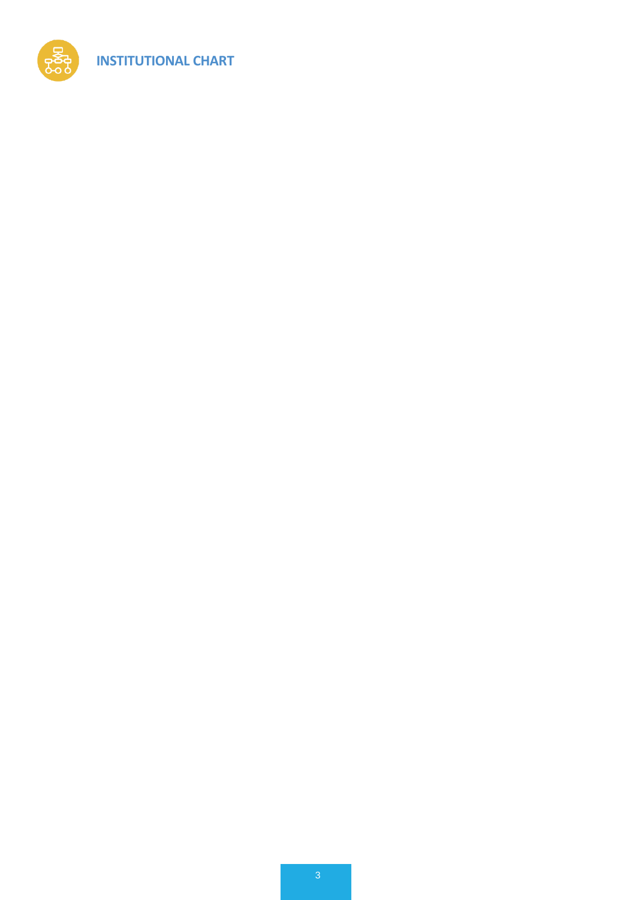## INSTITUTIONAL CHART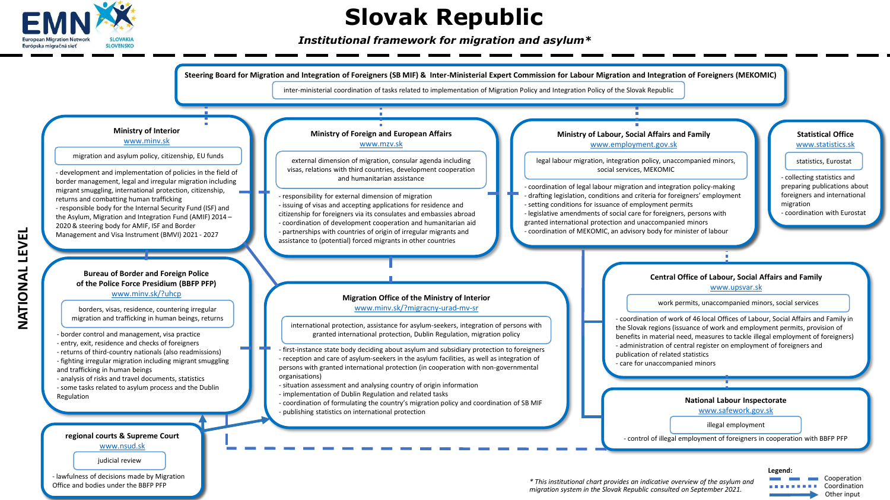EMN
European Migration Network
Európska migračná sieť
SLOVAKIA
SLOVENSKO

# Slovak Republic

***Institutional framework for migration and asylum****

NATIONAL LEVEL

**Steering Board for Migration and Integration of Foreigners (SB MIF) & Inter-Ministerial Expert Commission for Labour Migration and Integration of Foreigners (MEKOMIC)**

inter-ministerial coordination of tasks related to implementation of Migration Policy and Integration Policy of the Slovak Republic

### Ministry of Interior

www.minv.sk

migration and asylum policy, citizenship, EU funds

- development and implementation of policies in the field of border management, legal and irregular migration including migrant smuggling, international protection, citizenship, returns and combatting human trafficking
- responsible body for the Internal Security Fund (ISF) and the Asylum, Migration and Integration Fund (AMIF) 2014 – 2020 & steering body for AMIF, ISF and Border Management and Visa Instrument (BMVI) 2021 - 2027

### Ministry of Foreign and European Affairs

www.mzv.sk

external dimension of migration, consular agenda including visas, relations with third countries, development cooperation and humanitarian assistance

- responsibility for external dimension of migration
- issuing of visas and accepting applications for residence and citizenship for foreigners via its consulates and embassies abroad
- coordination of development cooperation and humanitarian aid
- partnerships with countries of origin of irregular migrants and assistance to (potential) forced migrants in other countries

### Ministry of Labour, Social Affairs and Family

www.employment.gov.sk

legal labour migration, integration policy, unaccompanied minors, social services, MEKOMIC

- coordination of legal labour migration and integration policy-making
- drafting legislation, conditions and criteria for foreigners' employment
- setting conditions for issuance of employment permits
- legislative amendments of social care for foreigners, persons with granted international protection and unaccompanied minors
- coordination of MEKOMIC, an advisory body for minister of labour

### Statistical Office

www.statistics.sk

statistics, Eurostat

- collecting statistics and preparing publications about foreigners and international migration
- coordination with Eurostat

### Bureau of Border and Foreign Police of the Police Force Presidium (BBFP PFP)

www.minv.sk/?uhcp

borders, visas, residence, countering irregular migration and trafficking in human beings, returns

- border control and management, visa practice
- entry, exit, residence and checks of foreigners
- returns of third-country nationals (also readmissions)
- fighting irregular migration including migrant smuggling and trafficking in human beings
- analysis of risks and travel documents, statistics
- some tasks related to asylum process and the Dublin Regulation

### Migration Office of the Ministry of Interior

www.minv.sk/?migracny-urad-mv-sr

international protection, assistance for asylum-seekers, integration of persons with granted international protection, Dublin Regulation, migration policy

- first-instance state body deciding about asylum and subsidiary protection to foreigners
- reception and care of asylum-seekers in the asylum facilities, as well as integration of persons with granted international protection (in cooperation with non-governmental organisations)
- situation assessment and analysing country of origin information
- implementation of Dublin Regulation and related tasks
- coordination of formulating the country's migration policy and coordination of SB MIF
- publishing statistics on international protection

### Central Office of Labour, Social Affairs and Family

www.upsvar.sk

work permits, unaccompanied minors, social services

- coordination of work of 46 local Offices of Labour, Social Affairs and Family in the Slovak regions (issuance of work and employment permits, provision of benefits in material need, measures to tackle illegal employment of foreigners)
- administration of central register on employment of foreigners and publication of related statistics
- care for unaccompanied minors

### National Labour Inspectorate

www.safework.gov.sk

illegal employment

- control of illegal employment of foreigners in cooperation with BBFP PFP

### regional courts & Supreme Court

www.nsud.sk

judicial review

- lawfulness of decisions made by Migration Office and bodies under the BBFP PFP

*\* This institutional chart provides an indicative overview of the asylum and migration system in the Slovak Republic consulted on September 2021.*

**Legend:**
Cooperation
Coordination
Other input